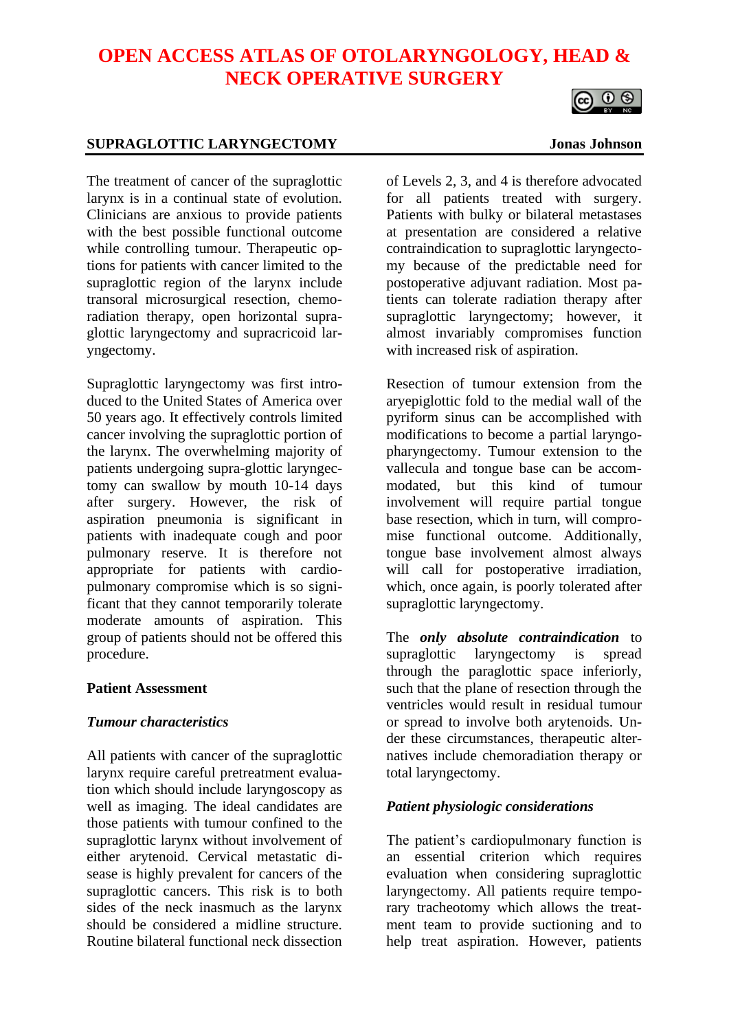# OPEN ACCESS ATLAS OF OTOLARYNGOLOGY, HEAD & NECK OPERATIVE SURGERY

## SUPRAGLOTTIC LARYNGECTOMY

**Jonas Johnson**

The treatment of cancer of the supraglottic larynx is in a continual state of evolution. Clinicians are anxious to provide patients with the best possible functional outcome while controlling tumour. Therapeutic options for patients with cancer limited to the supraglottic region of the larynx include transoral microsurgical resection, chemoradiation therapy, open horizontal supraglottic laryngectomy and supracricoid laryngectomy.

Supraglottic laryngectomy was first introduced to the United States of America over 50 years ago. It effectively controls limited cancer involving the supraglottic portion of the larynx. The overwhelming majority of patients undergoing supra-glottic laryngectomy can swallow by mouth 10-14 days after surgery. However, the risk of aspiration pneumonia is significant in patients with inadequate cough and poor pulmonary reserve. It is therefore not appropriate for patients with cardiopulmonary compromise which is so significant that they cannot temporarily tolerate moderate amounts of aspiration. This group of patients should not be offered this procedure.

### Patient Assessment

#### *Tumour characteristics*

All patients with cancer of the supraglottic larynx require careful pretreatment evaluation which should include laryngoscopy as well as imaging. The ideal candidates are those patients with tumour confined to the supraglottic larynx without involvement of either arytenoid. Cervical metastatic disease is highly prevalent for cancers of the supraglottic cancers. This risk is to both sides of the neck inasmuch as the larynx should be considered a midline structure. Routine bilateral functional neck dissection of Levels 2, 3, and 4 is therefore advocated for all patients treated with surgery. Patients with bulky or bilateral metastases at presentation are considered a relative contraindication to supraglottic laryngectomy because of the predictable need for postoperative adjuvant radiation. Most patients can tolerate radiation therapy after supraglottic laryngectomy; however, it almost invariably compromises function with increased risk of aspiration.

Resection of tumour extension from the aryepiglottic fold to the medial wall of the pyriform sinus can be accomplished with modifications to become a partial laryngopharyngectomy. Tumour extension to the vallecula and tongue base can be accommodated, but this kind of tumour involvement will require partial tongue base resection, which in turn, will compromise functional outcome. Additionally, tongue base involvement almost always will call for postoperative irradiation, which, once again, is poorly tolerated after supraglottic laryngectomy.

The ***only absolute contraindication*** to supraglottic laryngectomy is spread through the paraglottic space inferiorly, such that the plane of resection through the ventricles would result in residual tumour or spread to involve both arytenoids. Under these circumstances, therapeutic alternatives include chemoradiation therapy or total laryngectomy.

#### *Patient physiologic considerations*

The patient's cardiopulmonary function is an essential criterion which requires evaluation when considering supraglottic laryngectomy. All patients require temporary tracheotomy which allows the treatment team to provide suctioning and to help treat aspiration. However, patients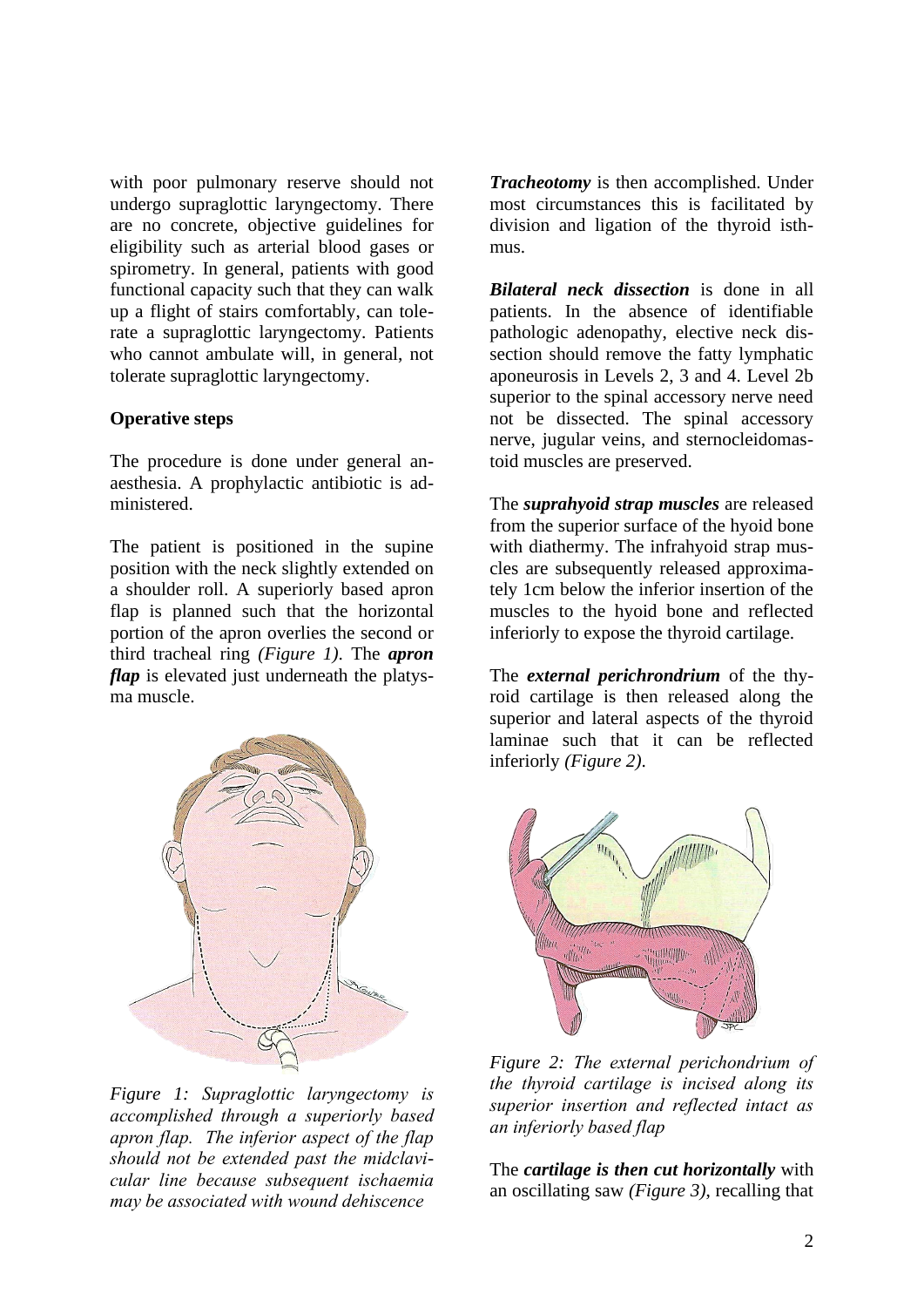with poor pulmonary reserve should not undergo supraglottic laryngectomy. There are no concrete, objective guidelines for eligibility such as arterial blood gases or spirometry. In general, patients with good functional capacity such that they can walk up a flight of stairs comfortably, can tolerate a supraglottic laryngectomy. Patients who cannot ambulate will, in general, not tolerate supraglottic laryngectomy.

**Operative steps**

The procedure is done under general anaesthesia. A prophylactic antibiotic is administered.

The patient is positioned in the supine position with the neck slightly extended on a shoulder roll. A superiorly based apron flap is planned such that the horizontal portion of the apron overlies the second or third tracheal ring *(Figure 1)*. The ***apron flap*** is elevated just underneath the platysma muscle.

*Figure 1: Supraglottic laryngectomy is accomplished through a superiorly based apron flap. The inferior aspect of the flap should not be extended past the midclavicular line because subsequent ischaemia may be associated with wound dehiscence*

***Tracheotomy*** is then accomplished. Under most circumstances this is facilitated by division and ligation of the thyroid isthmus.

***Bilateral neck dissection*** is done in all patients. In the absence of identifiable pathologic adenopathy, elective neck dissection should remove the fatty lymphatic aponeurosis in Levels 2, 3 and 4. Level 2b superior to the spinal accessory nerve need not be dissected. The spinal accessory nerve, jugular veins, and sternocleidomastoid muscles are preserved.

The ***suprahyoid strap muscles*** are released from the superior surface of the hyoid bone with diathermy. The infrahyoid strap muscles are subsequently released approximately 1cm below the inferior insertion of the muscles to the hyoid bone and reflected inferiorly to expose the thyroid cartilage.

The ***external perichrondrium*** of the thyroid cartilage is then released along the superior and lateral aspects of the thyroid laminae such that it can be reflected inferiorly *(Figure 2)*.

*Figure 2: The external perichondrium of the thyroid cartilage is incised along its superior insertion and reflected intact as an inferiorly based flap*

The ***cartilage is then cut horizontally*** with an oscillating saw *(Figure 3)*, recalling that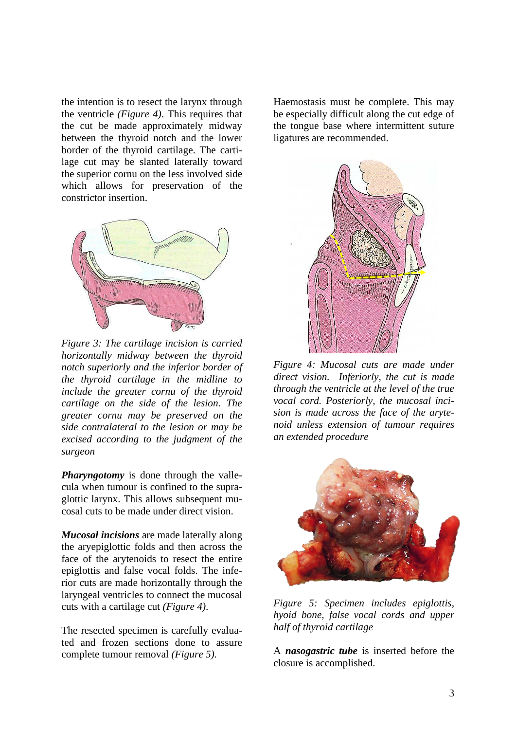the intention is to resect the larynx through the ventricle *(Figure 4)*. This requires that the cut be made approximately midway between the thyroid notch and the lower border of the thyroid cartilage. The cartilage cut may be slanted laterally toward the superior cornu on the less involved side which allows for preservation of the constrictor insertion.

*Figure 3: The cartilage incision is carried horizontally midway between the thyroid notch superiorly and the inferior border of the thyroid cartilage in the midline to include the greater cornu of the thyroid cartilage on the side of the lesion. The greater cornu may be preserved on the side contralateral to the lesion or may be excised according to the judgment of the surgeon*

***Pharyngotomy*** is done through the vallecula when tumour is confined to the supraglottic larynx. This allows subsequent mucosal cuts to be made under direct vision.

***Mucosal incisions*** are made laterally along the aryepiglottic folds and then across the face of the arytenoids to resect the entire epiglottis and false vocal folds. The inferior cuts are made horizontally through the laryngeal ventricles to connect the mucosal cuts with a cartilage cut *(Figure 4)*.

The resected specimen is carefully evaluated and frozen sections done to assure complete tumour removal *(Figure 5)*.

Haemostasis must be complete. This may be especially difficult along the cut edge of the tongue base where intermittent suture ligatures are recommended.

*Figure 4: Mucosal cuts are made under direct vision. Inferiorly, the cut is made through the ventricle at the level of the true vocal cord. Posteriorly, the mucosal incision is made across the face of the arytenoid unless extension of tumour requires an extended procedure*

*Figure 5: Specimen includes epiglottis, hyoid bone, false vocal cords and upper half of thyroid cartilage*

A ***nasogastric tube*** is inserted before the closure is accomplished.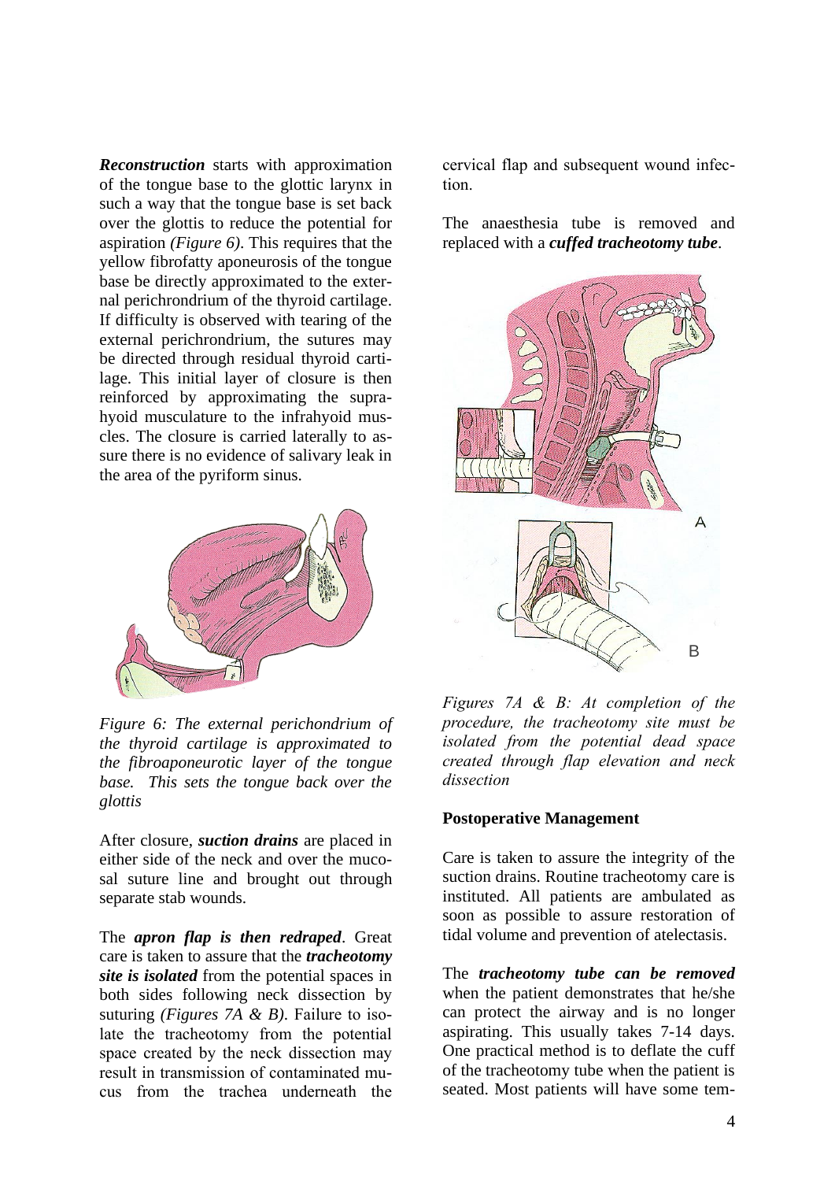***Reconstruction*** starts with approximation of the tongue base to the glottic larynx in such a way that the tongue base is set back over the glottis to reduce the potential for aspiration *(Figure 6)*. This requires that the yellow fibrofatty aponeurosis of the tongue base be directly approximated to the external perichrondrium of the thyroid cartilage. If difficulty is observed with tearing of the external perichrondrium, the sutures may be directed through residual thyroid cartilage. This initial layer of closure is then reinforced by approximating the suprahyoid musculature to the infrahyoid muscles. The closure is carried laterally to assure there is no evidence of salivary leak in the area of the pyriform sinus.

*Figure 6: The external perichondrium of the thyroid cartilage is approximated to the fibroaponeurotic layer of the tongue base. This sets the tongue back over the glottis*

After closure, ***suction drains*** are placed in either side of the neck and over the mucosal suture line and brought out through separate stab wounds.

The ***apron flap is then redraped***. Great care is taken to assure that the ***tracheotomy site is isolated*** from the potential spaces in both sides following neck dissection by suturing *(Figures 7A & B)*. Failure to isolate the tracheotomy from the potential space created by the neck dissection may result in transmission of contaminated mucus from the trachea underneath the cervical flap and subsequent wound infection.

The anaesthesia tube is removed and replaced with a ***cuffed tracheotomy tube***.

*Figures 7A & B: At completion of the procedure, the tracheotomy site must be isolated from the potential dead space created through flap elevation and neck dissection*

**Postoperative Management**

Care is taken to assure the integrity of the suction drains. Routine tracheotomy care is instituted. All patients are ambulated as soon as possible to assure restoration of tidal volume and prevention of atelectasis.

The ***tracheotomy tube can be removed*** when the patient demonstrates that he/she can protect the airway and is no longer aspirating. This usually takes 7-14 days. One practical method is to deflate the cuff of the tracheotomy tube when the patient is seated. Most patients will have some tem-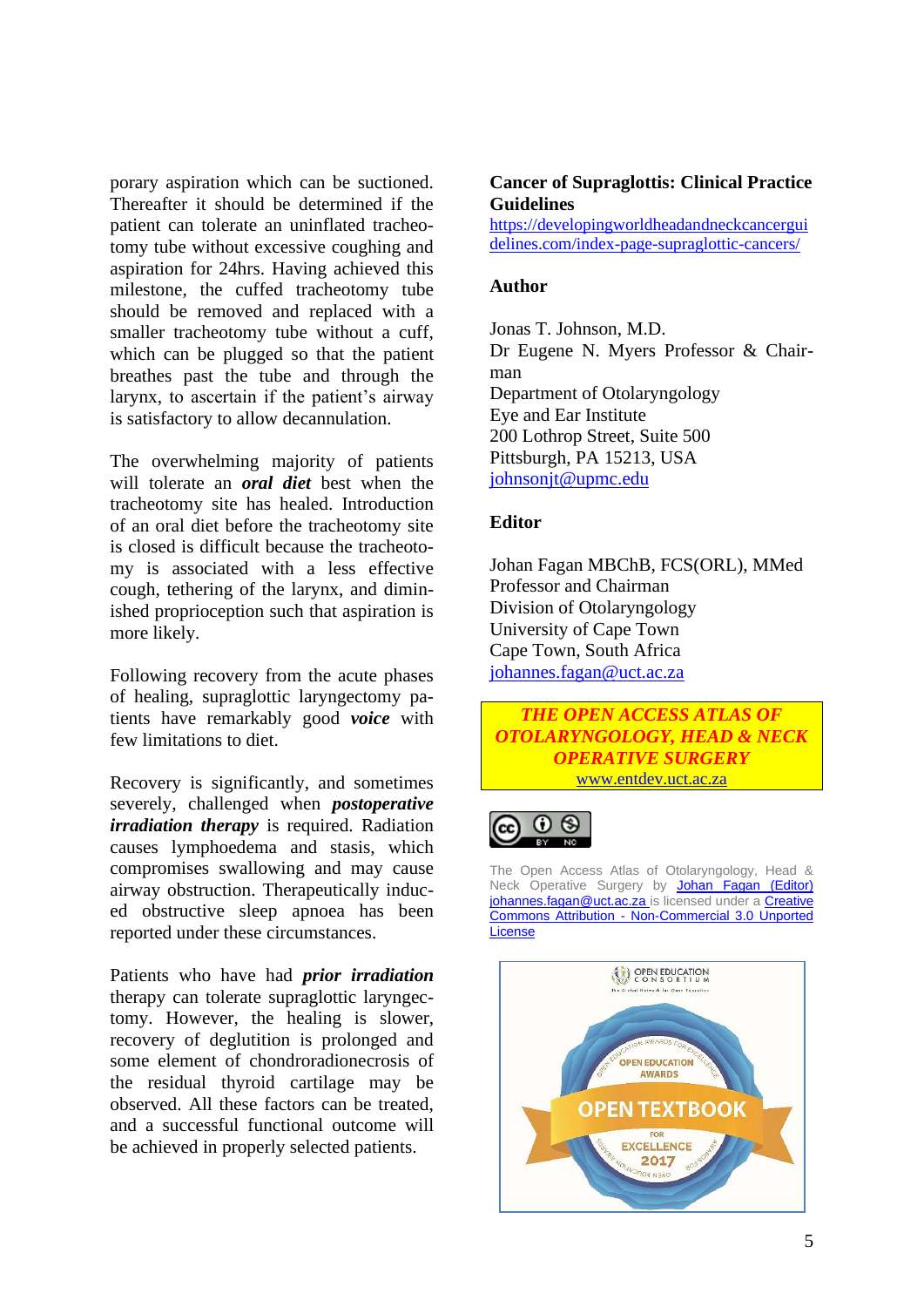porary aspiration which can be suctioned. Thereafter it should be determined if the patient can tolerate an uninflated tracheotomy tube without excessive coughing and aspiration for 24hrs. Having achieved this milestone, the cuffed tracheotomy tube should be removed and replaced with a smaller tracheotomy tube without a cuff, which can be plugged so that the patient breathes past the tube and through the larynx, to ascertain if the patient's airway is satisfactory to allow decannulation.

The overwhelming majority of patients will tolerate an ***oral diet*** best when the tracheotomy site has healed. Introduction of an oral diet before the tracheotomy site is closed is difficult because the tracheotomy is associated with a less effective cough, tethering of the larynx, and diminished proprioception such that aspiration is more likely.

Following recovery from the acute phases of healing, supraglottic laryngectomy patients have remarkably good ***voice*** with few limitations to diet.

Recovery is significantly, and sometimes severely, challenged when ***postoperative irradiation therapy*** is required. Radiation causes lymphoedema and stasis, which compromises swallowing and may cause airway obstruction. Therapeutically induced obstructive sleep apnoea has been reported under these circumstances.

Patients who have had ***prior irradiation*** therapy can tolerate supraglottic laryngectomy. However, the healing is slower, recovery of deglutition is prolonged and some element of chondroradionecrosis of the residual thyroid cartilage may be observed. All these factors can be treated, and a successful functional outcome will be achieved in properly selected patients.

**Cancer of Supraglottis: Clinical Practice Guidelines**
https://developingworldheadandneckcancerguidelines.com/index-page-supraglottic-cancers/

**Author**

Jonas T. Johnson, M.D.
Dr Eugene N. Myers Professor & Chairman
Department of Otolaryngology
Eye and Ear Institute
200 Lothrop Street, Suite 500
Pittsburgh, PA 15213, USA
johnsonjt@upmc.edu

**Editor**

Johan Fagan MBChB, FCS(ORL), MMed
Professor and Chairman
Division of Otolaryngology
University of Cape Town
Cape Town, South Africa
johannes.fagan@uct.ac.za

***THE OPEN ACCESS ATLAS OF OTOLARYNGOLOGY, HEAD & NECK OPERATIVE SURGERY***
www.entdev.uct.ac.za

The Open Access Atlas of Otolaryngology, Head & Neck Operative Surgery by Johan Fagan (Editor) johannes.fagan@uct.ac.za is licensed under a Creative Commons Attribution - Non-Commercial 3.0 Unported License